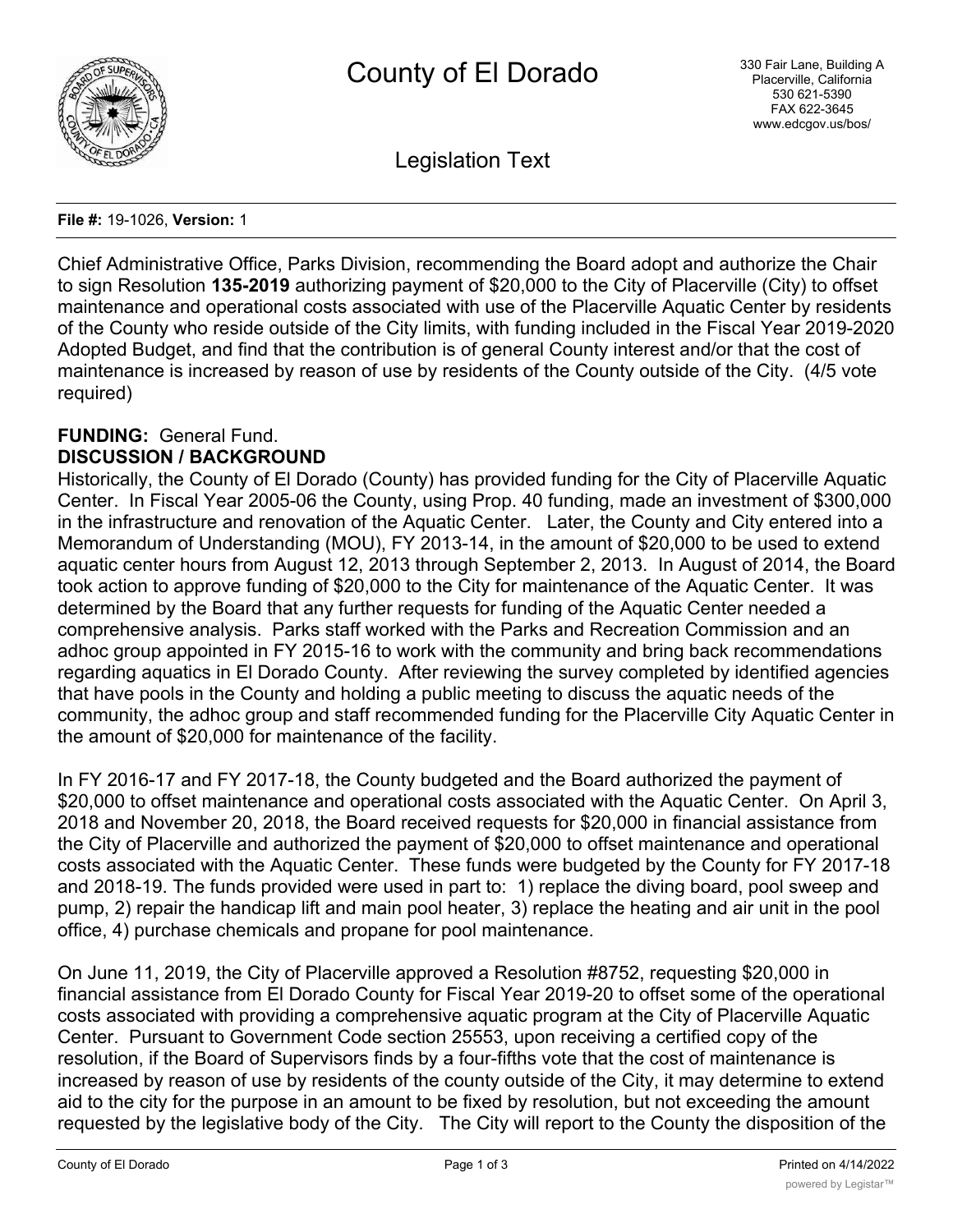# County of El Dorado

330 Fair Lane, Building A
Placerville, California
530 621-5390
FAX 622-3645
www.edcgov.us/bos/

## Legislation Text

**File #:** 19-1026, **Version:** 1

Chief Administrative Office, Parks Division, recommending the Board adopt and authorize the Chair to sign Resolution **135-2019** authorizing payment of $20,000 to the City of Placerville (City) to offset maintenance and operational costs associated with use of the Placerville Aquatic Center by residents of the County who reside outside of the City limits, with funding included in the Fiscal Year 2019-2020 Adopted Budget, and find that the contribution is of general County interest and/or that the cost of maintenance is increased by reason of use by residents of the County outside of the City. (4/5 vote required)

**FUNDING:** General Fund.

**DISCUSSION / BACKGROUND**

Historically, the County of El Dorado (County) has provided funding for the City of Placerville Aquatic Center. In Fiscal Year 2005-06 the County, using Prop. 40 funding, made an investment of $300,000 in the infrastructure and renovation of the Aquatic Center. Later, the County and City entered into a Memorandum of Understanding (MOU), FY 2013-14, in the amount of $20,000 to be used to extend aquatic center hours from August 12, 2013 through September 2, 2013. In August of 2014, the Board took action to approve funding of $20,000 to the City for maintenance of the Aquatic Center. It was determined by the Board that any further requests for funding of the Aquatic Center needed a comprehensive analysis. Parks staff worked with the Parks and Recreation Commission and an adhoc group appointed in FY 2015-16 to work with the community and bring back recommendations regarding aquatics in El Dorado County. After reviewing the survey completed by identified agencies that have pools in the County and holding a public meeting to discuss the aquatic needs of the community, the adhoc group and staff recommended funding for the Placerville City Aquatic Center in the amount of $20,000 for maintenance of the facility.

In FY 2016-17 and FY 2017-18, the County budgeted and the Board authorized the payment of $20,000 to offset maintenance and operational costs associated with the Aquatic Center. On April 3, 2018 and November 20, 2018, the Board received requests for $20,000 in financial assistance from the City of Placerville and authorized the payment of $20,000 to offset maintenance and operational costs associated with the Aquatic Center. These funds were budgeted by the County for FY 2017-18 and 2018-19. The funds provided were used in part to: 1) replace the diving board, pool sweep and pump, 2) repair the handicap lift and main pool heater, 3) replace the heating and air unit in the pool office, 4) purchase chemicals and propane for pool maintenance.

On June 11, 2019, the City of Placerville approved a Resolution #8752, requesting $20,000 in financial assistance from El Dorado County for Fiscal Year 2019-20 to offset some of the operational costs associated with providing a comprehensive aquatic program at the City of Placerville Aquatic Center. Pursuant to Government Code section 25553, upon receiving a certified copy of the resolution, if the Board of Supervisors finds by a four-fifths vote that the cost of maintenance is increased by reason of use by residents of the county outside of the City, it may determine to extend aid to the city for the purpose in an amount to be fixed by resolution, but not exceeding the amount requested by the legislative body of the City. The City will report to the County the disposition of the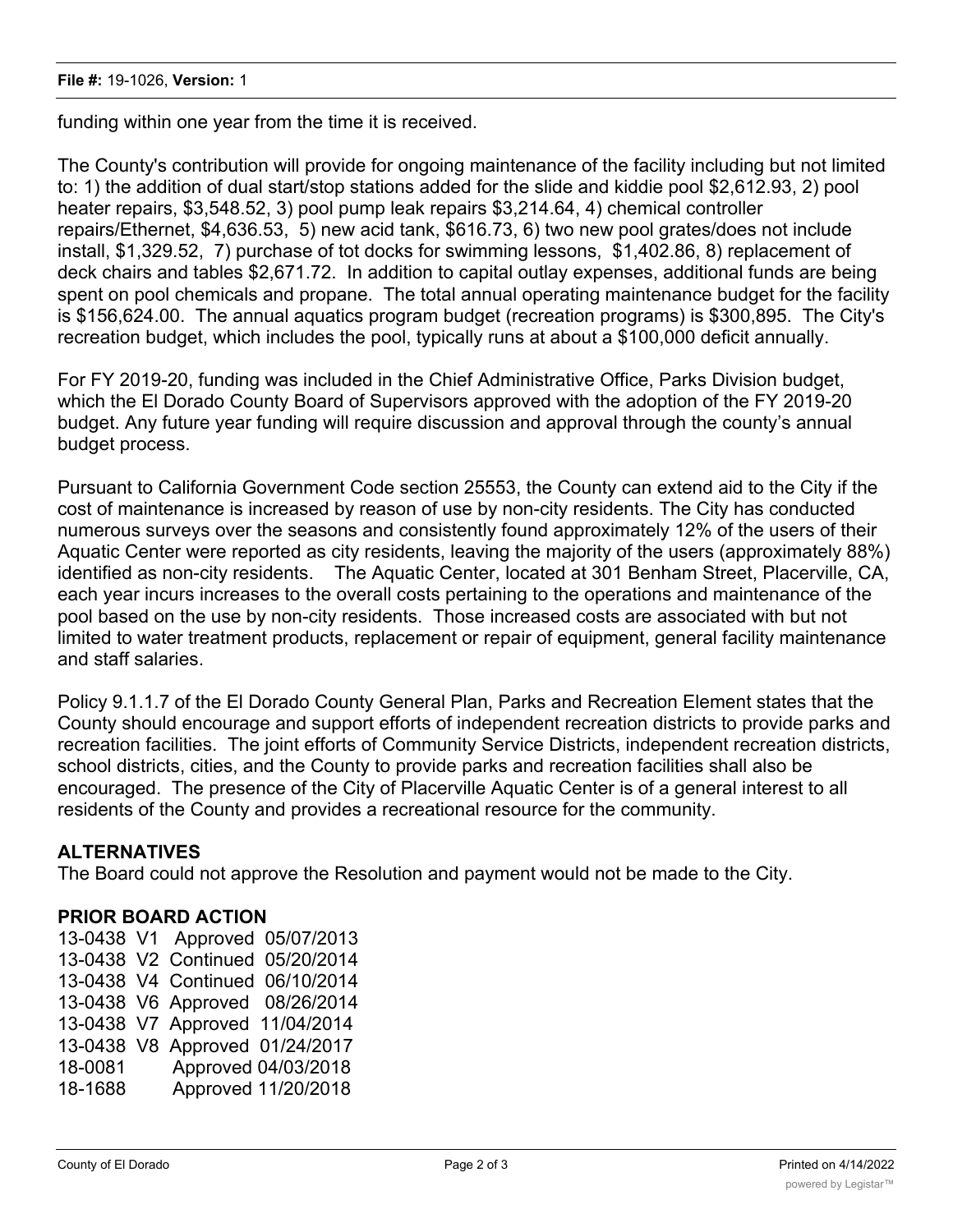funding within one year from the time it is received.

The County's contribution will provide for ongoing maintenance of the facility including but not limited to: 1) the addition of dual start/stop stations added for the slide and kiddie pool $2,612.93, 2) pool heater repairs, $3,548.52, 3) pool pump leak repairs $3,214.64, 4) chemical controller repairs/Ethernet, $4,636.53, 5) new acid tank, $616.73, 6) two new pool grates/does not include install, $1,329.52, 7) purchase of tot docks for swimming lessons, $1,402.86, 8) replacement of deck chairs and tables $2,671.72. In addition to capital outlay expenses, additional funds are being spent on pool chemicals and propane. The total annual operating maintenance budget for the facility is $156,624.00. The annual aquatics program budget (recreation programs) is $300,895. The City's recreation budget, which includes the pool, typically runs at about a $100,000 deficit annually.

For FY 2019-20, funding was included in the Chief Administrative Office, Parks Division budget, which the El Dorado County Board of Supervisors approved with the adoption of the FY 2019-20 budget. Any future year funding will require discussion and approval through the county's annual budget process.

Pursuant to California Government Code section 25553, the County can extend aid to the City if the cost of maintenance is increased by reason of use by non-city residents. The City has conducted numerous surveys over the seasons and consistently found approximately 12% of the users of their Aquatic Center were reported as city residents, leaving the majority of the users (approximately 88%) identified as non-city residents. The Aquatic Center, located at 301 Benham Street, Placerville, CA, each year incurs increases to the overall costs pertaining to the operations and maintenance of the pool based on the use by non-city residents. Those increased costs are associated with but not limited to water treatment products, replacement or repair of equipment, general facility maintenance and staff salaries.

Policy 9.1.1.7 of the El Dorado County General Plan, Parks and Recreation Element states that the County should encourage and support efforts of independent recreation districts to provide parks and recreation facilities. The joint efforts of Community Service Districts, independent recreation districts, school districts, cities, and the County to provide parks and recreation facilities shall also be encouraged. The presence of the City of Placerville Aquatic Center is of a general interest to all residents of the County and provides a recreational resource for the community.

**ALTERNATIVES**

The Board could not approve the Resolution and payment would not be made to the City.

**PRIOR BOARD ACTION**

13-0438 V1 Approved 05/07/2013
13-0438 V2 Continued 05/20/2014
13-0438 V4 Continued 06/10/2014
13-0438 V6 Approved 08/26/2014
13-0438 V7 Approved 11/04/2014
13-0438 V8 Approved 01/24/2017
18-0081 Approved 04/03/2018
18-1688 Approved 11/20/2018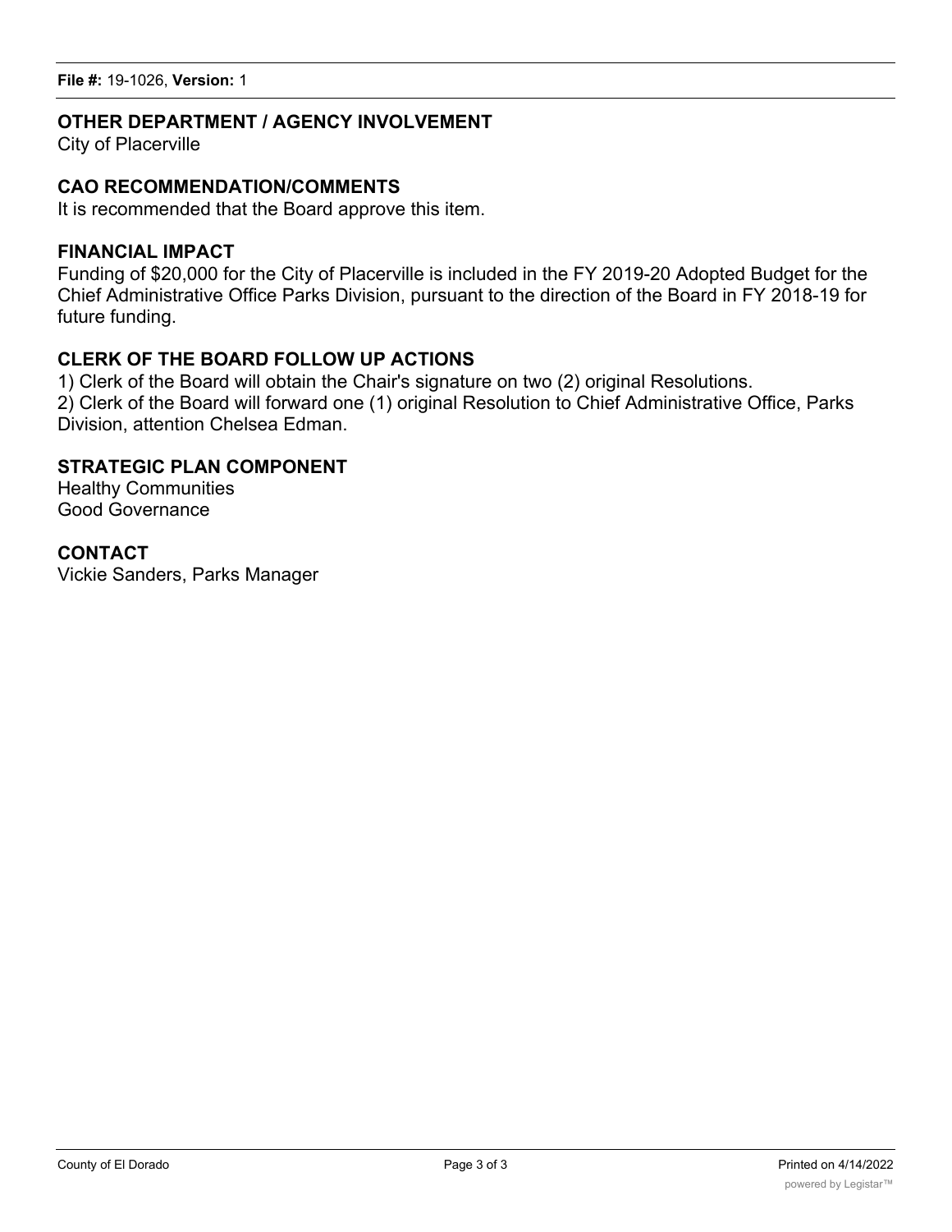## OTHER DEPARTMENT / AGENCY INVOLVEMENT

City of Placerville

## CAO RECOMMENDATION/COMMENTS

It is recommended that the Board approve this item.

## FINANCIAL IMPACT

Funding of $20,000 for the City of Placerville is included in the FY 2019-20 Adopted Budget for the Chief Administrative Office Parks Division, pursuant to the direction of the Board in FY 2018-19 for future funding.

## CLERK OF THE BOARD FOLLOW UP ACTIONS

1) Clerk of the Board will obtain the Chair's signature on two (2) original Resolutions.
2) Clerk of the Board will forward one (1) original Resolution to Chief Administrative Office, Parks Division, attention Chelsea Edman.

## STRATEGIC PLAN COMPONENT

Healthy Communities
Good Governance

## CONTACT

Vickie Sanders, Parks Manager